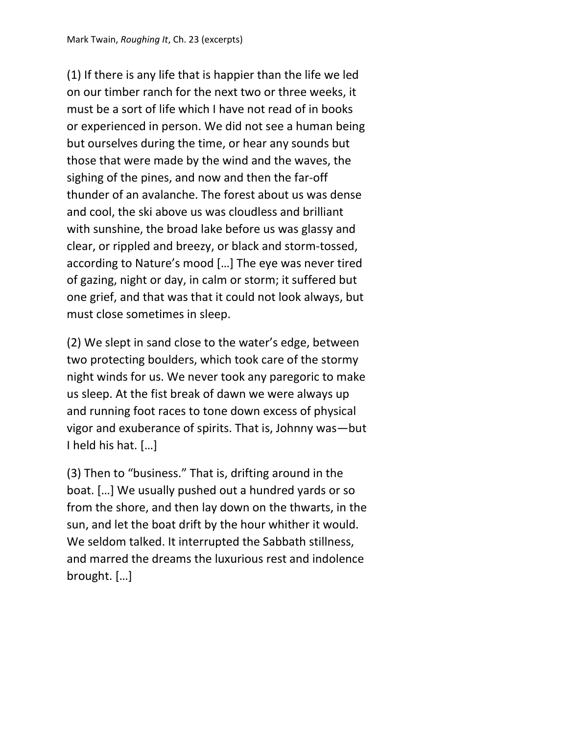Mark Twain, *Roughing It*, Ch. 23 (excerpts)

(1) If there is any life that is happier than the life we led on our timber ranch for the next two or three weeks, it must be a sort of life which I have not read of in books or experienced in person. We did not see a human being but ourselves during the time, or hear any sounds but those that were made by the wind and the waves, the sighing of the pines, and now and then the far-off thunder of an avalanche. The forest about us was dense and cool, the ski above us was cloudless and brilliant with sunshine, the broad lake before us was glassy and clear, or rippled and breezy, or black and storm-tossed, according to Nature's mood […] The eye was never tired of gazing, night or day, in calm or storm; it suffered but one grief, and that was that it could not look always, but must close sometimes in sleep.

(2) We slept in sand close to the water's edge, between two protecting boulders, which took care of the stormy night winds for us. We never took any paregoric to make us sleep. At the fist break of dawn we were always up and running foot races to tone down excess of physical vigor and exuberance of spirits. That is, Johnny was—but I held his hat. […]

(3) Then to "business." That is, drifting around in the boat. […] We usually pushed out a hundred yards or so from the shore, and then lay down on the thwarts, in the sun, and let the boat drift by the hour whither it would. We seldom talked. It interrupted the Sabbath stillness, and marred the dreams the luxurious rest and indolence brought. […]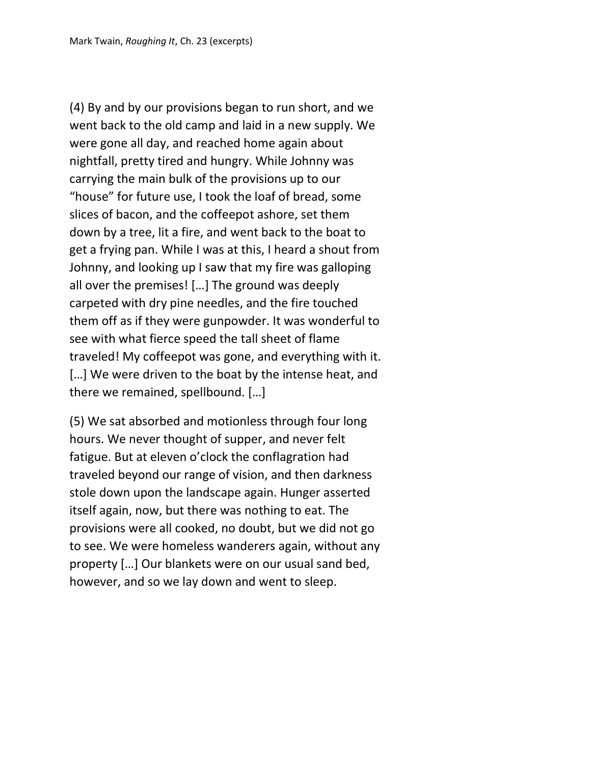(4) By and by our provisions began to run short, and we went back to the old camp and laid in a new supply. We were gone all day, and reached home again about nightfall, pretty tired and hungry. While Johnny was carrying the main bulk of the provisions up to our "house" for future use, I took the loaf of bread, some slices of bacon, and the coffeepot ashore, set them down by a tree, lit a fire, and went back to the boat to get a frying pan. While I was at this, I heard a shout from Johnny, and looking up I saw that my fire was galloping all over the premises! […] The ground was deeply carpeted with dry pine needles, and the fire touched them off as if they were gunpowder. It was wonderful to see with what fierce speed the tall sheet of flame traveled! My coffeepot was gone, and everything with it. […] We were driven to the boat by the intense heat, and there we remained, spellbound. […]

(5) We sat absorbed and motionless through four long hours. We never thought of supper, and never felt fatigue. But at eleven o'clock the conflagration had traveled beyond our range of vision, and then darkness stole down upon the landscape again. Hunger asserted itself again, now, but there was nothing to eat. The provisions were all cooked, no doubt, but we did not go to see. We were homeless wanderers again, without any property […] Our blankets were on our usual sand bed, however, and so we lay down and went to sleep.